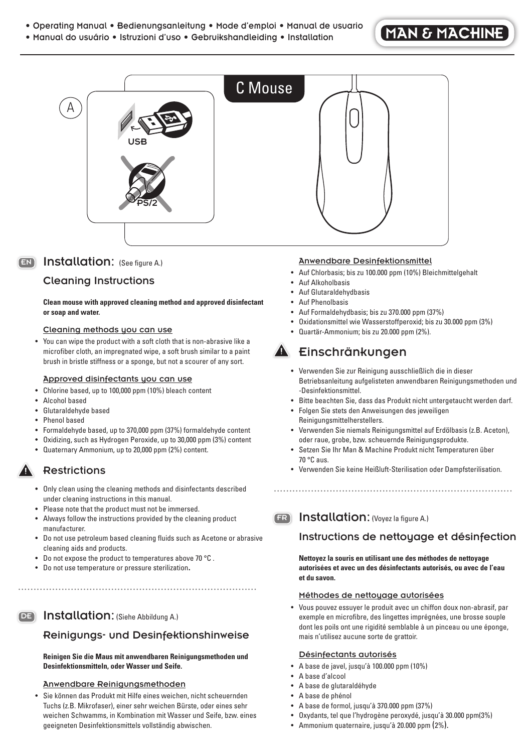• Operating Manual • Bedienungsanleitung • Mode d'emploi • Manual de usuario
• Manual do usuário • Istruzioni d'uso • Gebruikshandleiding • Installation

MAN & MACHINE

C Mouse

A

USB

PS/2

## EN Installation: (See figure A.)

### Cleaning Instructions

**Clean mouse with approved cleaning method and approved disinfectant or soap and water.**

#### Cleaning methods you can use

- You can wipe the product with a soft cloth that is non-abrasive like a microfiber cloth, an impregnated wipe, a soft brush similar to a paint brush in bristle stiffness or a sponge, but not a scourer of any sort.

#### Approved disinfectants you can use

- Chlorine based, up to 100,000 ppm (10%) bleach content
- Alcohol based
- Glutaraldehyde based
- Phenol based
- Formaldehyde based, up to 370,000 ppm (37%) formaldehyde content
- Oxidizing, such as Hydrogen Peroxide, up to 30,000 ppm (3%) content
- Quaternary Ammonium, up to 20,000 ppm (2%) content.

### Restrictions

- Only clean using the cleaning methods and disinfectants described under cleaning instructions in this manual.
- Please note that the product must not be immersed.
- Always follow the instructions provided by the cleaning product manufacturer.
- Do not use petroleum based cleaning fluids such as Acetone or abrasive cleaning aids and products.
- Do not expose the product to temperatures above 70 °C .
- Do not use temperature or pressure sterilization.

## DE Installation: (Siehe Abbildung A.)

### Reinigungs- und Desinfektionshinweise

**Reinigen Sie die Maus mit anwendbaren Reinigungsmethoden und Desinfektionsmitteln, oder Wasser und Seife.**

#### Anwendbare Reinigungsmethoden

- Sie können das Produkt mit Hilfe eines weichen, nicht scheuernden Tuchs (z.B. Mikrofaser), einer sehr weichen Bürste, oder eines sehr weichen Schwamms, in Kombination mit Wasser und Seife, bzw. eines geeigneten Desinfektionsmittels vollständig abwischen.

#### Anwendbare Desinfektionsmittel

- Auf Chlorbasis; bis zu 100.000 ppm (10%) Bleichmittelgehalt
- Auf Alkoholbasis
- Auf Glutaraldehydbasis
- Auf Phenolbasis
- Auf Formaldehydbasis; bis zu 370.000 ppm (37%)
- Oxidationsmittel wie Wasserstoffperoxid; bis zu 30.000 ppm (3%)
- Quartär-Ammonium; bis zu 20.000 ppm (2%).

### Einschränkungen

- Verwenden Sie zur Reinigung ausschließlich die in dieser Betriebsanleitung aufgelisteten anwendbaren Reinigungsmethoden und -Desinfektionsmittel.
- Bitte beachten Sie, dass das Produkt nicht untergetaucht werden darf.
- Folgen Sie stets den Anweisungen des jeweiligen Reinigungsmittelherstellers.
- Verwenden Sie niemals Reinigungsmittel auf Erdölbasis (z.B. Aceton), oder raue, grobe, bzw. scheuernde Reinigungsprodukte.
- Setzen Sie Ihr Man & Machine Produkt nicht Temperaturen über 70 °C aus.
- Verwenden Sie keine Heißluft-Sterilisation oder Dampfsterilisation.

## FR Installation: (Voyez la figure A.)

### Instructions de nettoyage et désinfection

**Nettoyez la souris en utilisant une des méthodes de nettoyage autorisées et avec un des désinfectants autorisés, ou avec de l'eau et du savon.**

#### Méthodes de nettoyage autorisées

- Vous pouvez essuyer le produit avec un chiffon doux non-abrasif, par exemple en microfibre, des lingettes imprégnées, une brosse souple dont les poils ont une rigidité semblable à un pinceau ou une éponge, mais n'utilisez aucune sorte de grattoir.

#### Désinfectants autorisés

- A base de javel, jusqu'à 100.000 ppm (10%)
- A base d'alcool
- A base de glutaraldéhyde
- A base de phénol
- A base de formol, jusqu'à 370.000 ppm (37%)
- Oxydants, tel que l'hydrogène peroxydé, jusqu'à 30.000 ppm(3%)
- Ammonium quaternaire, jusqu'à 20.000 ppm (2%).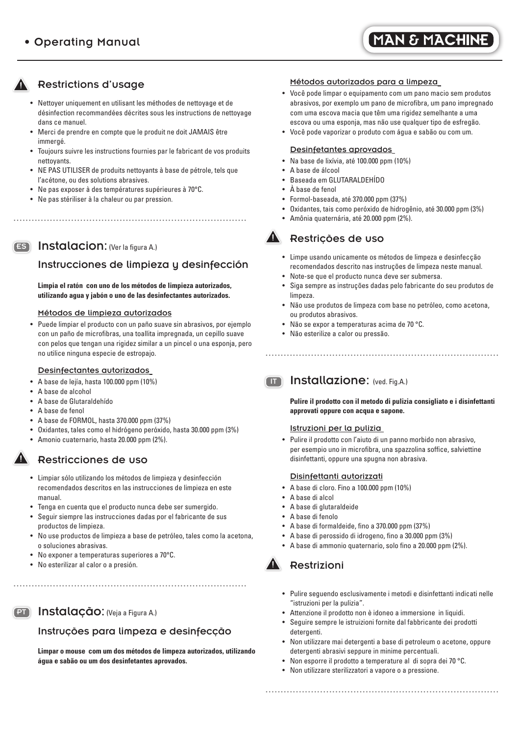## Restrictions d'usage

- Nettoyer uniquement en utilisant les méthodes de nettoyage et de désinfection recommandées décrites sous les instructions de nettoyage dans ce manuel.
- Merci de prendre en compte que le produit ne doit JAMAIS être immergé.
- Toujours suivre les instructions fournies par le fabricant de vos produits nettoyants.
- NE PAS UTILISER de produits nettoyants à base de pétrole, tels que l'acétone, ou des solutions abrasives.
- Ne pas exposer à des températures supérieures à 70°C.
- Ne pas stériliser à la chaleur ou par pression.

# ES Instalacion: (Ver la figura A.)

## Instrucciones de limpieza y desinfección

**Limpia el ratón con uno de los métodos de limpieza autorizados, utilizando agua y jabón o uno de las desinfectantes autorizados.**

### Métodos de limpieza autorizados

- Puede limpiar el producto con un paño suave sin abrasivos, por ejemplo con un paño de microfibras, una toallita impregnada, un cepillo suave con pelos que tengan una rigidez similar a un pincel o una esponja, pero no utilice ninguna especie de estropajo.

### Desinfectantes autorizados

- A base de lejía, hasta 100.000 ppm (10%)
- A base de alcohol
- A base de Glutaraldehído
- A base de fenol
- A base de FORMOL, hasta 370.000 ppm (37%)
- Oxidantes, tales como el hidrógeno peróxido, hasta 30.000 ppm (3%)
- Amonio cuaternario, hasta 20.000 ppm (2%).

## Restricciones de uso

- Limpiar sólo utilizando los métodos de limpieza y desinfección recomendados descritos en las instrucciones de limpieza en este manual.
- Tenga en cuenta que el producto nunca debe ser sumergido.
- Seguir siempre las instrucciones dadas por el fabricante de sus productos de limpieza.
- No use productos de limpieza a base de petróleo, tales como la acetona, o soluciones abrasivas.
- No exponer a temperaturas superiores a 70°C.
- No esterilizar al calor o a presión.

# PT Instalação: (Veja a Figura A.)

## Instruções para limpeza e desinfecção

**Limpar o mouse com um dos métodos de limpeza autorizados, utilizando água e sabão ou um dos desinfetantes aprovados.**

### Métodos autorizados para a limpeza

- Você pode limpar o equipamento com um pano macio sem produtos abrasivos, por exemplo um pano de microfibra, um pano impregnado com uma escova macia que têm uma rigidez semelhante a uma escova ou uma esponja, mas não use qualquer tipo de esfregão.
- Você pode vaporizar o produto com água e sabão ou com um.

### Desinfetantes aprovados

- Na base de lixívia, até 100.000 ppm (10%)
- A base de álcool
- Baseada em GLUTARALDEHÍDO
- À base de fenol
- Formol-baseada, até 370.000 ppm (37%)
- Oxidantes, tais como peróxido de hidrogênio, até 30.000 ppm (3%)
- Amônia quaternária, até 20.000 ppm (2%).

## Restrições de uso

- Limpe usando unicamente os métodos de limpeza e desinfecção recomendados descrito nas instruções de limpeza neste manual.
- Note-se que el producto nunca deve ser submersa.
- Siga sempre as instruções dadas pelo fabricante do seu produtos de limpeza.
- Não use produtos de limpeza com base no petróleo, como acetona, ou produtos abrasivos.
- Não se expor a temperaturas acima de 70 °C.
- Não esterilize a calor ou pressão.

# IT Installazione: (ved. Fig.A.)

**Pulire il prodotto con il metodo di pulizia consigliato e i disinfettanti approvati oppure con acqua e sapone.**

### Istruzioni per la pulizia

- Pulire il prodotto con l'aiuto di un panno morbido non abrasivo, per esempio uno in microfibra, una spazzolina soffice, salviettine disinfettanti, oppure una spugna non abrasiva.

### Disinfettanti autorizzati

- A base di cloro. Fino a 100.000 ppm (10%)
- A base di alcol
- A base di glutaraldeide
- A base di fenolo
- A base di formaldeide, fino a 370.000 ppm (37%)
- A base di perossido di idrogeno, fino a 30.000 ppm (3%)
- A base di ammonio quaternario, solo fino a 20.000 ppm (2%).

## Restrizioni

- Pulire seguendo esclusivamente i metodi e disinfettanti indicati nelle "istruzioni per la pulizia".
- Attenzione il prodotto non è idoneo a immersione in liquidi.
- Seguire sempre le istruizioni fornite dal fabbricante dei prodotti detergenti.
- Non utilizzare mai detergenti a base di petroleum o acetone, oppure detergenti abrasivi seppure in minime percentuali.
- Non esporre il prodotto a temperature al di sopra dei 70 °C.
- Non utilizzare sterilizzatori a vapore o a pressione.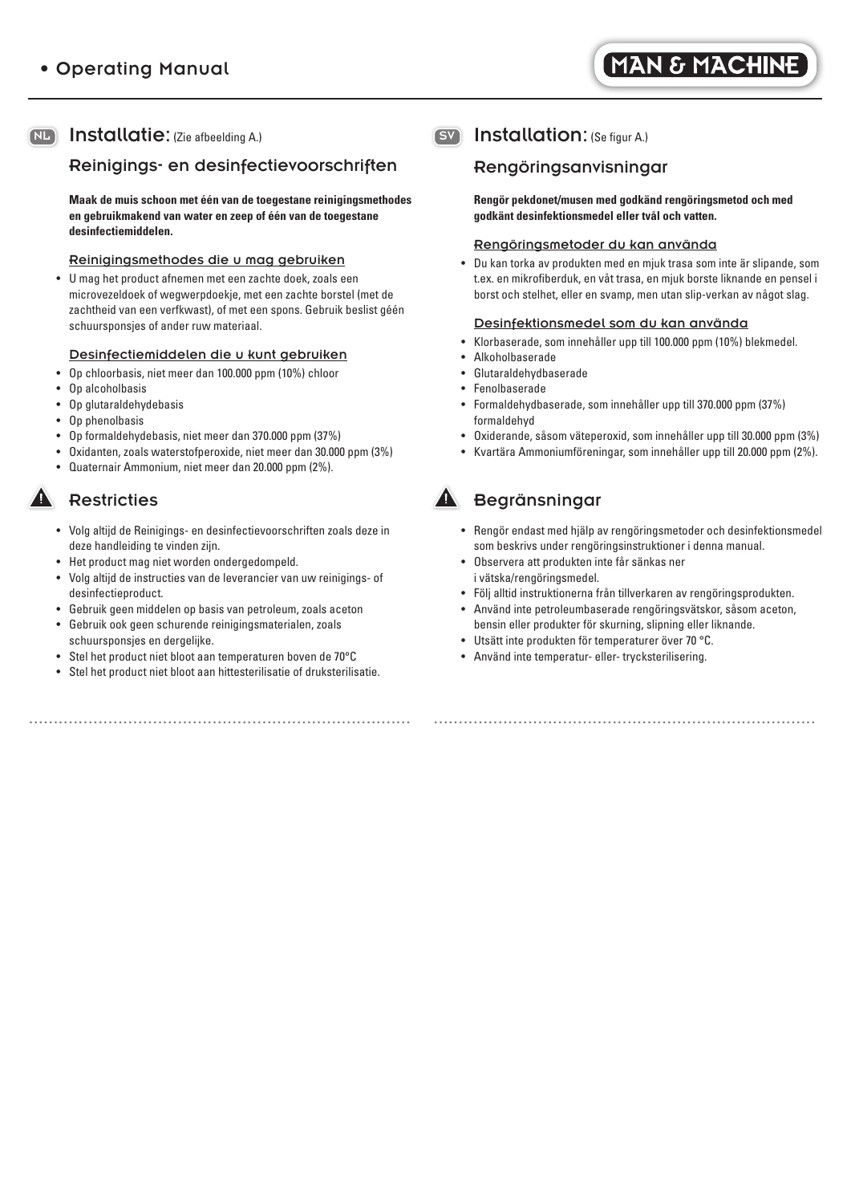## NL Installatie: (Zie afbeelding A.)

### Reinigings- en desinfectievoorschriften

**Maak de muis schoon met één van de toegestane reinigingsmethodes en gebruikmakend van water en zeep of één van de toegestane desinfectiemiddelen.**

#### Reinigingsmethodes die u mag gebruiken

- U mag het product afnemen met een zachte doek, zoals een microvezeldoek of wegwerpdoekje, met een zachte borstel (met de zachtheid van een verfkwast), of met een spons. Gebruik beslist géén schuursponsjes of ander ruw materiaal.

#### Desinfectiemiddelen die u kunt gebruiken

- Op chloorbasis, niet meer dan 100.000 ppm (10%) chloor
- Op alcoholbasis
- Op glutaraldehydebasis
- Op phenolbasis
- Op formaldehydebasis, niet meer dan 370.000 ppm (37%)
- Oxidanten, zoals waterstofperoxide, niet meer dan 30.000 ppm (3%)
- Quaternair Ammonium, niet meer dan 20.000 ppm (2%).

### Restricties

- Volg altijd de Reinigings- en desinfectievoorschriften zoals deze in deze handleiding te vinden zijn.
- Het product mag niet worden ondergedompeld.
- Volg altijd de instructies van de leverancier van uw reinigings- of desinfectieproduct.
- Gebruik geen middelen op basis van petroleum, zoals aceton
- Gebruik ook geen schurende reinigingsmaterialen, zoals schuursponsjes en dergelijke.
- Stel het product niet bloot aan temperaturen boven de 70°C
- Stel het product niet bloot aan hittesterilisatie of druksterilisatie.

## SV Installation: (Se figur A.)

### Rengöringsanvisningar

**Rengör pekdonet/musen med godkänd rengöringsmetod och med godkänt desinfektionsmedel eller tvål och vatten.**

#### Rengöringsmetoder du kan använda

- Du kan torka av produkten med en mjuk trasa som inte är slipande, som t.ex. en mikrofiberduk, en våt trasa, en mjuk borste liknande en pensel i borst och stelhet, eller en svamp, men utan slip-verkan av något slag.

#### Desinfektionsmedel som du kan använda

- Klorbaserade, som innehåller upp till 100.000 ppm (10%) blekmedel.
- Alkoholbaserade
- Glutaraldehydbaserade
- Fenolbaserade
- Formaldehydbaserade, som innehåller upp till 370.000 ppm (37%) formaldehyd
- Oxiderande, såsom väteperoxid, som innehåller upp till 30.000 ppm (3%)
- Kvartära Ammoniumföreningar, som innehåller upp till 20.000 ppm (2%).

### Begränsningar

- Rengör endast med hjälp av rengöringsmetoder och desinfektionsmedel som beskrivs under rengöringsinstruktioner i denna manual.
- Observera att produkten inte får sänkas ner i vätska/rengöringsmedel.
- Följ alltid instruktionerna från tillverkaren av rengöringsprodukten.
- Använd inte petroleumbaserade rengöringsvätskor, såsom aceton, bensin eller produkter för skurning, slipning eller liknande.
- Utsätt inte produkten för temperaturer över 70 °C.
- Använd inte temperatur- eller trycksterilisering.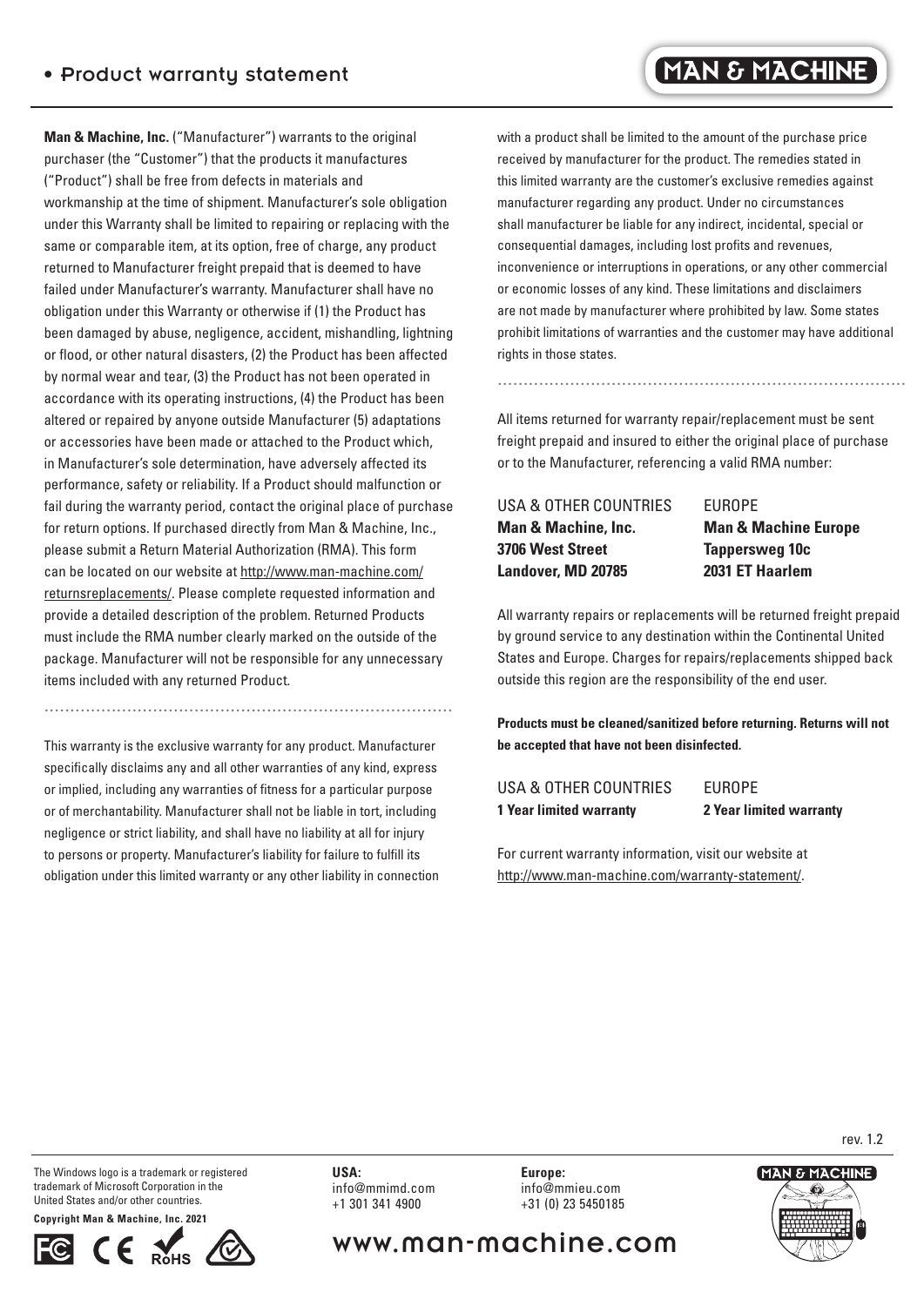# Product warranty statement

**Man & Machine, Inc.** ("Manufacturer") warrants to the original purchaser (the "Customer") that the products it manufactures ("Product") shall be free from defects in materials and workmanship at the time of shipment. Manufacturer's sole obligation under this Warranty shall be limited to repairing or replacing with the same or comparable item, at its option, free of charge, any product returned to Manufacturer freight prepaid that is deemed to have failed under Manufacturer's warranty. Manufacturer shall have no obligation under this Warranty or otherwise if (1) the Product has been damaged by abuse, negligence, accident, mishandling, lightning or flood, or other natural disasters, (2) the Product has been affected by normal wear and tear, (3) the Product has not been operated in accordance with its operating instructions, (4) the Product has been altered or repaired by anyone outside Manufacturer (5) adaptations or accessories have been made or attached to the Product which, in Manufacturer's sole determination, have adversely affected its performance, safety or reliability. If a Product should malfunction or fail during the warranty period, contact the original place of purchase for return options. If purchased directly from Man & Machine, Inc., please submit a Return Material Authorization (RMA). This form can be located on our website at http://www.man-machine.com/returnsreplacements/. Please complete requested information and provide a detailed description of the problem. Returned Products must include the RMA number clearly marked on the outside of the package. Manufacturer will not be responsible for any unnecessary items included with any returned Product.

This warranty is the exclusive warranty for any product. Manufacturer specifically disclaims any and all other warranties of any kind, express or implied, including any warranties of fitness for a particular purpose or of merchantability. Manufacturer shall not be liable in tort, including negligence or strict liability, and shall have no liability at all for injury to persons or property. Manufacturer's liability for failure to fulfill its obligation under this limited warranty or any other liability in connection with a product shall be limited to the amount of the purchase price received by manufacturer for the product. The remedies stated in this limited warranty are the customer's exclusive remedies against manufacturer regarding any product. Under no circumstances shall manufacturer be liable for any indirect, incidental, special or consequential damages, including lost profits and revenues, inconvenience or interruptions in operations, or any other commercial or economic losses of any kind. These limitations and disclaimers are not made by manufacturer where prohibited by law. Some states prohibit limitations of warranties and the customer may have additional rights in those states.

All items returned for warranty repair/replacement must be sent freight prepaid and insured to either the original place of purchase or to the Manufacturer, referencing a valid RMA number:

| USA & OTHER COUNTRIES | EUROPE |
|---|---|
| **Man & Machine, Inc.** | **Man & Machine Europe** |
| **3706 West Street** | **Tappersweg 10c** |
| **Landover, MD 20785** | **2031 ET Haarlem** |

All warranty repairs or replacements will be returned freight prepaid by ground service to any destination within the Continental United States and Europe. Charges for repairs/replacements shipped back outside this region are the responsibility of the end user.

**Products must be cleaned/sanitized before returning. Returns will not be accepted that have not been disinfected.**

| USA & OTHER COUNTRIES | EUROPE |
|---|---|
| **1 Year limited warranty** | **2 Year limited warranty** |

For current warranty information, visit our website at http://www.man-machine.com/warranty-statement/.

rev. 1.2

The Windows logo is a trademark or registered trademark of Microsoft Corporation in the United States and/or other countries.

**Copyright Man & Machine, Inc. 2021**

**USA:**
info@mmimd.com
+1 301 341 4900

**Europe:**
info@mmieu.com
+31 (0) 23 5450185

www.man-machine.com